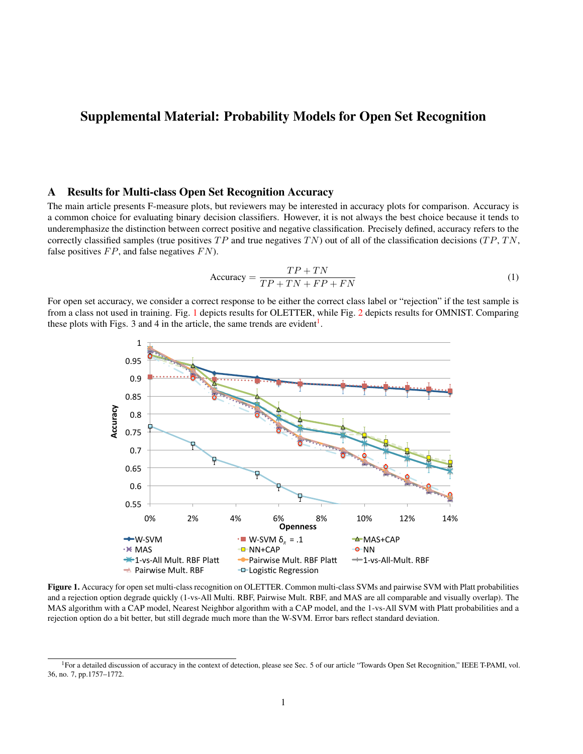# Supplemental Material: Probability Models for Open Set Recognition

## A Results for Multi-class Open Set Recognition Accuracy

The main article presents F-measure plots, but reviewers may be interested in accuracy plots for comparison. Accuracy is a common choice for evaluating binary decision classifiers. However, it is not always the best choice because it tends to underemphasize the distinction between correct positive and negative classification. Precisely defined, accuracy refers to the correctly classified samples (true positives $TP$ and true negatives $TN$) out of all of the classification decisions ($TP$, $TN$, false positives $FP$, and false negatives $FN$).

$$\text{Accuracy} = \frac{TP + TN}{TP + TN + FP + FN} \tag{1}$$

For open set accuracy, we consider a correct response to be either the correct class label or "rejection" if the test sample is from a class not used in training. Fig. 1 depicts results for OLETTER, while Fig. 2 depicts results for OMNIST. Comparing these plots with Figs. 3 and 4 in the article, the same trends are evident[1].

**Figure 1.** Accuracy for open set multi-class recognition on OLETTER. Common multi-class SVMs and pairwise SVM with Platt probabilities and a rejection option degrade quickly (1-vs-All Multi. RBF, Pairwise Mult. RBF, and MAS are all comparable and visually overlap). The MAS algorithm with a CAP model, Nearest Neighbor algorithm with a CAP model, and the 1-vs-All SVM with Platt probabilities and a rejection option do a bit better, but still degrade much more than the W-SVM. Error bars reflect standard deviation.

[1] For a detailed discussion of accuracy in the context of detection, please see Sec. 5 of our article "Towards Open Set Recognition," IEEE T-PAMI, vol. 36, no. 7, pp.1757–1772.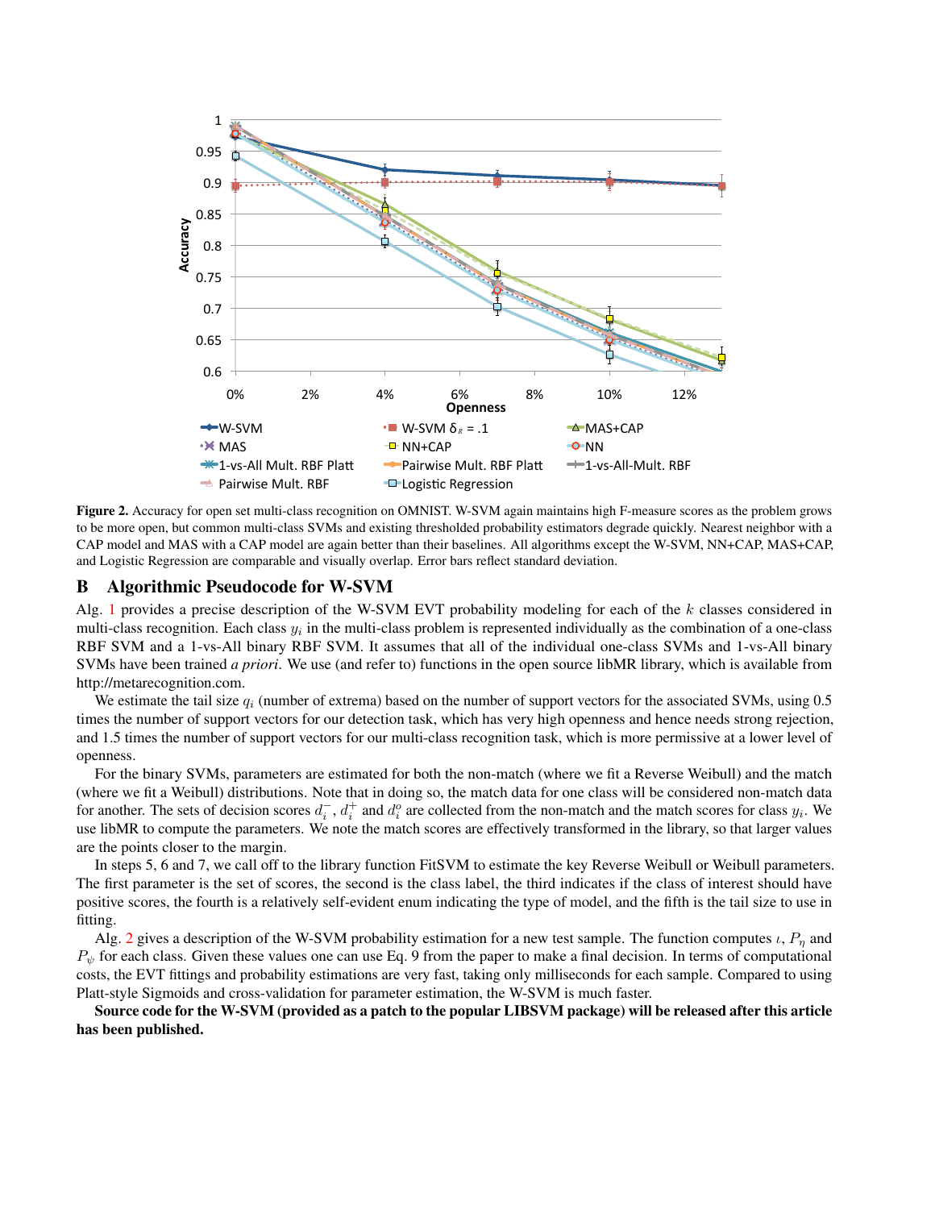**Figure 2.** Accuracy for open set multi-class recognition on OMNIST. W-SVM again maintains high F-measure scores as the problem grows to be more open, but common multi-class SVMs and existing thresholded probability estimators degrade quickly. Nearest neighbor with a CAP model and MAS with a CAP model are again better than their baselines. All algorithms except the W-SVM, NN+CAP, MAS+CAP, and Logistic Regression are comparable and visually overlap. Error bars reflect standard deviation.

## B Algorithmic Pseudocode for W-SVM

Alg. 1 provides a precise description of the W-SVM EVT probability modeling for each of the $k$ classes considered in multi-class recognition. Each class $y_i$ in the multi-class problem is represented individually as the combination of a one-class RBF SVM and a 1-vs-All binary RBF SVM. It assumes that all of the individual one-class SVMs and 1-vs-All binary SVMs have been trained *a priori*. We use (and refer to) functions in the open source libMR library, which is available from http://metarecognition.com.

We estimate the tail size $q_i$ (number of extrema) based on the number of support vectors for the associated SVMs, using 0.5 times the number of support vectors for our detection task, which has very high openness and hence needs strong rejection, and 1.5 times the number of support vectors for our multi-class recognition task, which is more permissive at a lower level of openness.

For the binary SVMs, parameters are estimated for both the non-match (where we fit a Reverse Weibull) and the match (where we fit a Weibull) distributions. Note that in doing so, the match data for one class will be considered non-match data for another. The sets of decision scores $d_i^-$, $d_i^+$ and $d_i^o$ are collected from the non-match and the match scores for class $y_i$. We use libMR to compute the parameters. We note the match scores are effectively transformed in the library, so that larger values are the points closer to the margin.

In steps 5, 6 and 7, we call off to the library function FitSVM to estimate the key Reverse Weibull or Weibull parameters. The first parameter is the set of scores, the second is the class label, the third indicates if the class of interest should have positive scores, the fourth is a relatively self-evident enum indicating the type of model, and the fifth is the tail size to use in fitting.

Alg. 2 gives a description of the W-SVM probability estimation for a new test sample. The function computes $\iota$, $P_\eta$ and $P_\psi$ for each class. Given these values one can use Eq. 9 from the paper to make a final decision. In terms of computational costs, the EVT fittings and probability estimations are very fast, taking only milliseconds for each sample. Compared to using Platt-style Sigmoids and cross-validation for parameter estimation, the W-SVM is much faster.

**Source code for the W-SVM (provided as a patch to the popular LIBSVM package) will be released after this article has been published.**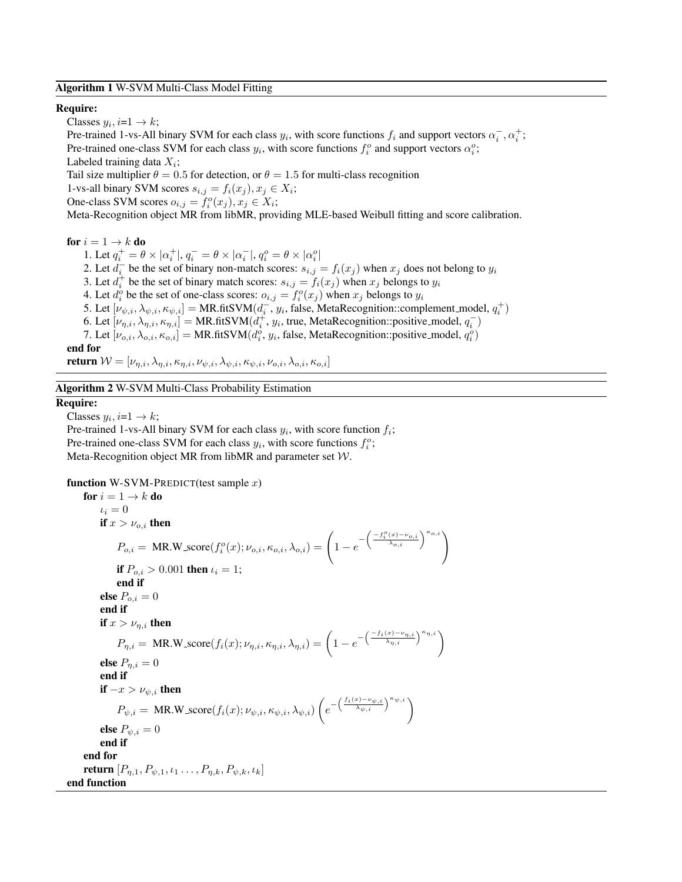**Algorithm 1** W-SVM Multi-Class Model Fitting

**Require:**

Classes $y_i, i$=$1 \rightarrow k$;
Pre-trained 1-vs-All binary SVM for each class $y_i$, with score functions $f_i$ and support vectors $\alpha_i^-, \alpha_i^+$;
Pre-trained one-class SVM for each class $y_i$, with score functions $f_i^o$ and support vectors $\alpha_i^o$;
Labeled training data $X_i$;
Tail size multiplier $\theta = 0.5$ for detection, or $\theta = 1.5$ for multi-class recognition
1-vs-all binary SVM scores $s_{i,j} = f_i(x_j), x_j \in X_i$;
One-class SVM scores $o_{i,j} = f_i^o(x_j), x_j \in X_i$;
Meta-Recognition object MR from libMR, providing MLE-based Weibull fitting and score calibration.

**for** $i = 1 \rightarrow k$ **do**
  1. Let $q_i^+ = \theta \times |\alpha_i^+|$, $q_i^- = \theta \times |\alpha_i^-|$, $q_i^o = \theta \times |\alpha_i^o|$
  2. Let $d_i^-$ be the set of binary non-match scores: $s_{i,j} = f_i(x_j)$ when $x_j$ does not belong to $y_i$
  3. Let $d_i^+$ be the set of binary match scores: $s_{i,j} = f_i(x_j)$ when $x_j$ belongs to $y_i$
  4. Let $d_i^o$ be the set of one-class scores: $o_{i,j} = f_i^o(x_j)$ when $x_j$ belongs to $y_i$
  5. Let $[\nu_{\psi,i}, \lambda_{\psi,i}, \kappa_{\psi,i}] =$ MR.fitSVM($d_i^-$, $y_i$, false, MetaRecognition::complement_model, $q_i^+$)
  6. Let $[\nu_{\eta,i}, \lambda_{\eta,i}, \kappa_{\eta,i}] =$ MR.fitSVM($d_i^+$, $y_i$, true, MetaRecognition::positive_model, $q_i^-$)
  7. Let $[\nu_{o,i}, \lambda_{o,i}, \kappa_{o,i}] =$ MR.fitSVM($d_i^o$, $y_i$, false, MetaRecognition::positive_model, $q_i^o$)
**end for**
**return** $\mathcal{W} = [\nu_{\eta,i}, \lambda_{\eta,i}, \kappa_{\eta,i}, \nu_{\psi,i}, \lambda_{\psi,i}, \kappa_{\psi,i}, \nu_{o,i}, \lambda_{o,i}, \kappa_{o,i}]$

**Algorithm 2** W-SVM Multi-Class Probability Estimation

**Require:**

Classes $y_i, i$=$1 \rightarrow k$;
Pre-trained 1-vs-All binary SVM for each class $y_i$, with score function $f_i$;
Pre-trained one-class SVM for each class $y_i$, with score functions $f_i^o$;
Meta-Recognition object MR from libMR and parameter set $\mathcal{W}$.

**function** W-SVM-PREDICT(test sample $x$)
  **for** $i = 1 \rightarrow k$ **do**
    $\iota_i = 0$
    **if** $x > \nu_{o,i}$ **then**
      $$P_{o,i} = \text{ MR.W\_score}(f_i^o(x); \nu_{o,i}, \kappa_{o,i}, \lambda_{o,i}) = \left(1 - e^{-\left(\frac{-f_i^o(x) - \nu_{o,i}}{\lambda_{o,i}}\right)^{\kappa_{o,i}}}\right)$$
      **if** $P_{o,i} > 0.001$ **then** $\iota_i = 1$;
      **end if**
    **else** $P_{o,i} = 0$
    **end if**
    **if** $x > \nu_{\eta,i}$ **then**
      $$P_{\eta,i} = \text{ MR.W\_score}(f_i(x); \nu_{\eta,i}, \kappa_{\eta,i}, \lambda_{\eta,i}) = \left(1 - e^{-\left(\frac{-f_i(x) - \nu_{\eta,i}}{\lambda_{\eta,i}}\right)^{\kappa_{\eta,i}}}\right)$$
    **else** $P_{\eta,i} = 0$
    **end if**
    **if** $-x > \nu_{\psi,i}$ **then**
      $$P_{\psi,i} = \text{ MR.W\_score}(f_i(x); \nu_{\psi,i}, \kappa_{\psi,i}, \lambda_{\psi,i}) \left(e^{-\left(\frac{f_i(x) - \nu_{\psi,i}}{\lambda_{\psi,i}}\right)^{\kappa_{\psi,i}}}\right)$$
    **else** $P_{\psi,i} = 0$
    **end if**
  **end for**
  **return** $[P_{\eta,1}, P_{\psi,1}, \iota_1 \ldots, P_{\eta,k}, P_{\psi,k}, \iota_k]$
**end function**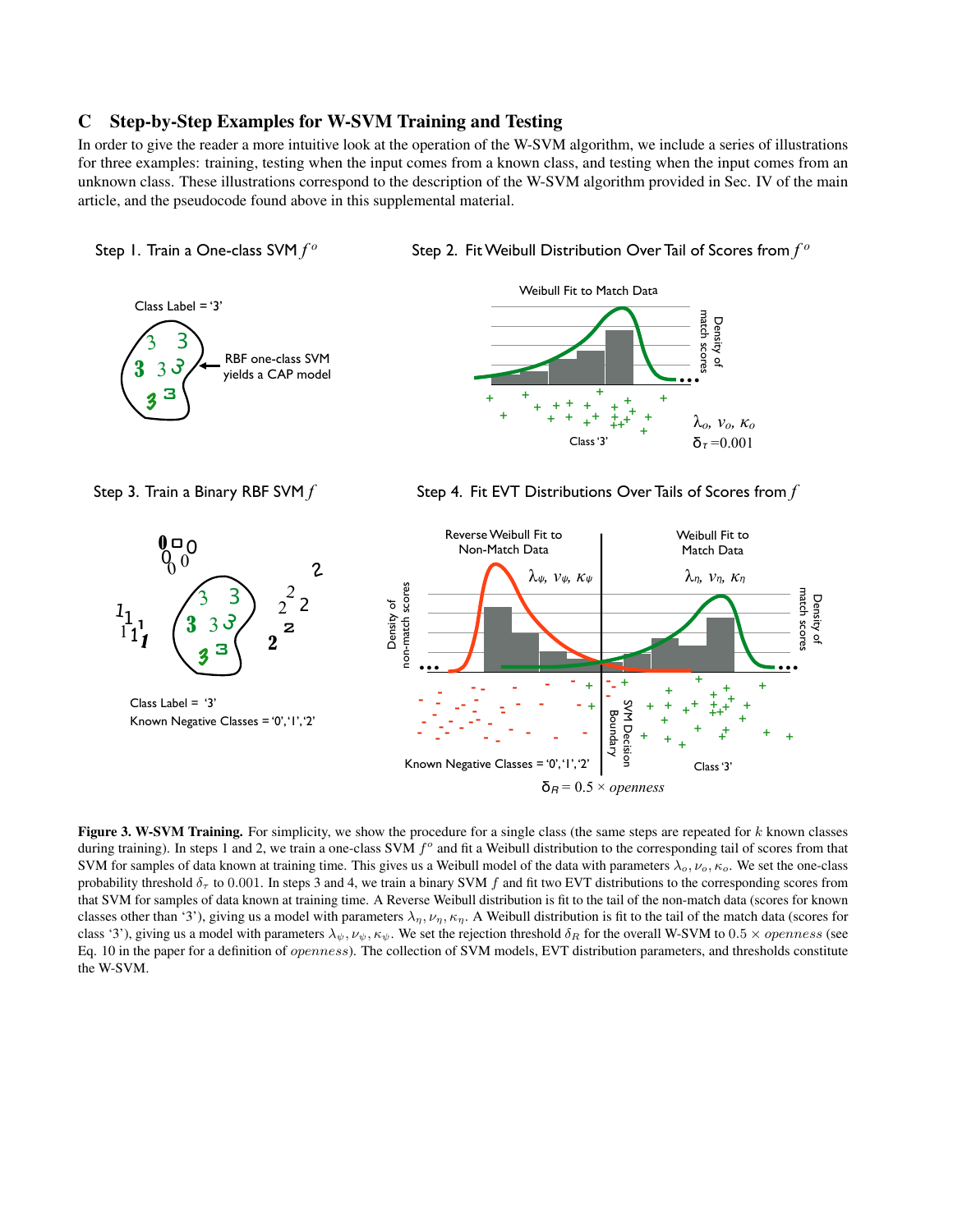## C Step-by-Step Examples for W-SVM Training and Testing

In order to give the reader a more intuitive look at the operation of the W-SVM algorithm, we include a series of illustrations for three examples: training, testing when the input comes from a known class, and testing when the input comes from an unknown class. These illustrations correspond to the description of the W-SVM algorithm provided in Sec. IV of the main article, and the pseudocode found above in this supplemental material.

**Figure 3. W-SVM Training.** For simplicity, we show the procedure for a single class (the same steps are repeated for $k$ known classes during training). In steps 1 and 2, we train a one-class SVM $f^o$ and fit a Weibull distribution to the corresponding tail of scores from that SVM for samples of data known at training time. This gives us a Weibull model of the data with parameters $\lambda_o, \nu_o, \kappa_o$. We set the one-class probability threshold $\delta_\tau$ to $0.001$. In steps 3 and 4, we train a binary SVM $f$ and fit two EVT distributions to the corresponding scores from that SVM for samples of data known at training time. A Reverse Weibull distribution is fit to the tail of the non-match data (scores for known classes other than '3'), giving us a model with parameters $\lambda_\eta, \nu_\eta, \kappa_\eta$. A Weibull distribution is fit to the tail of the match data (scores for class '3'), giving us a model with parameters $\lambda_\psi, \nu_\psi, \kappa_\psi$. We set the rejection threshold $\delta_R$ for the overall W-SVM to $0.5 \times$ *openness* (see Eq. 10 in the paper for a definition of *openness*). The collection of SVM models, EVT distribution parameters, and thresholds constitute the W-SVM.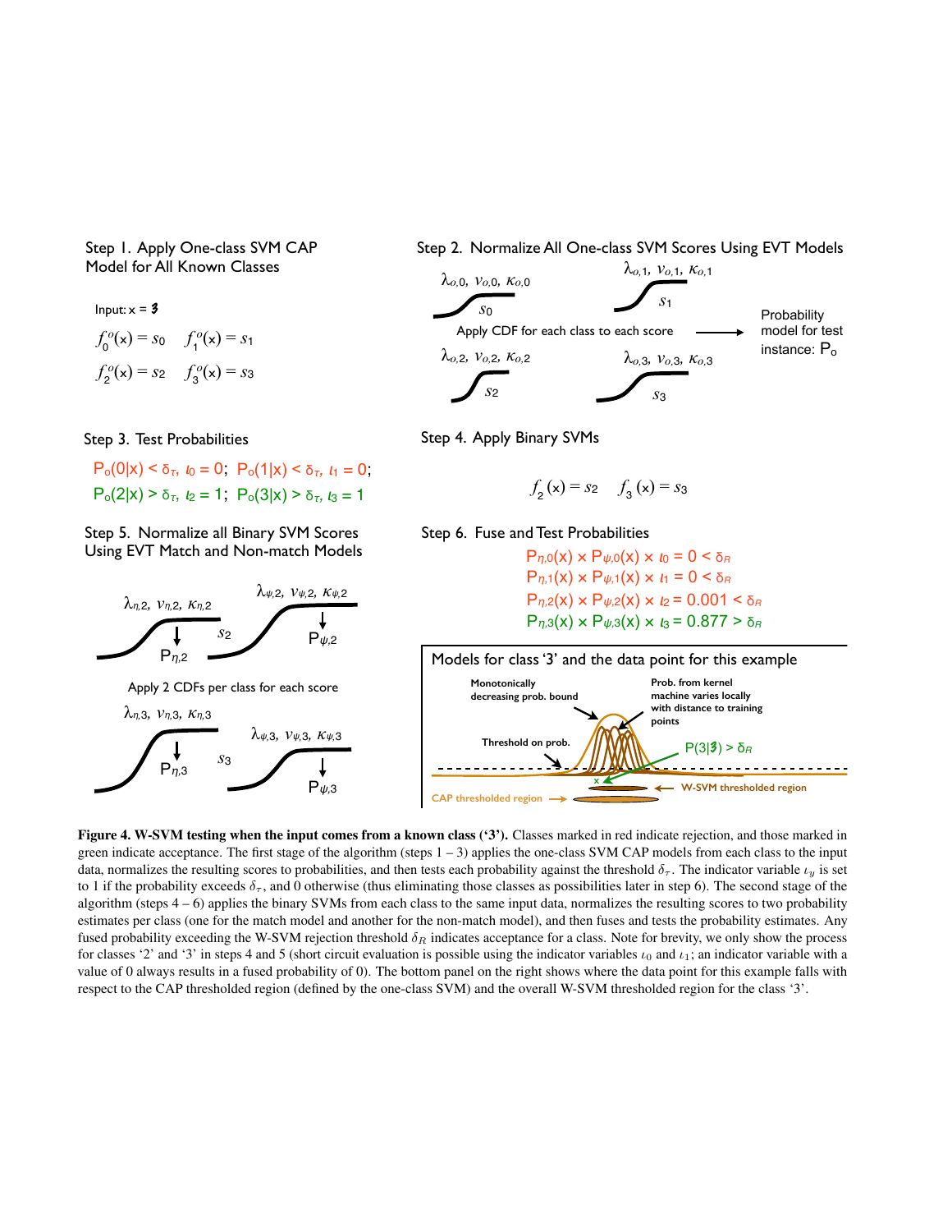Step 1. Apply One-class SVM CAP Model for All Known Classes

Input: x = 3

$f_0^o(\mathrm{x}) = s_0 \quad f_1^o(\mathrm{x}) = s_1$

$f_2^o(\mathrm{x}) = s_2 \quad f_3^o(\mathrm{x}) = s_3$

Step 2. Normalize All One-class SVM Scores Using EVT Models

$\lambda_{o,0},\ \nu_{o,0},\ \kappa_{o,0}$ — $s_0$

$\lambda_{o,1},\ \nu_{o,1},\ \kappa_{o,1}$ — $s_1$

Apply CDF for each class to each score → Probability model for test instance: $P_o$

$\lambda_{o,2},\ \nu_{o,2},\ \kappa_{o,2}$ — $s_2$

$\lambda_{o,3},\ \nu_{o,3},\ \kappa_{o,3}$ — $s_3$

Step 3. Test Probabilities

$P_o(0|\mathrm{x}) < \delta_\tau,\ \iota_0 = 0;\ \ P_o(1|\mathrm{x}) < \delta_\tau,\ \iota_1 = 0;$

$P_o(2|\mathrm{x}) > \delta_\tau,\ \iota_2 = 1;\ \ P_o(3|\mathrm{x}) > \delta_\tau,\ \iota_3 = 1$

Step 4. Apply Binary SVMs

$f_2(\mathrm{x}) = s_2 \quad f_3(\mathrm{x}) = s_3$

Step 5. Normalize all Binary SVM Scores Using EVT Match and Non-match Models

$\lambda_{\eta,2},\ \nu_{\eta,2},\ \kappa_{\eta,2}$ — $s_2$ — $P_{\eta,2}$

$\lambda_{\psi,2},\ \nu_{\psi,2},\ \kappa_{\psi,2}$ — $P_{\psi,2}$

Apply 2 CDFs per class for each score

$\lambda_{\eta,3},\ \nu_{\eta,3},\ \kappa_{\eta,3}$ — $s_3$ — $P_{\eta,3}$

$\lambda_{\psi,3},\ \nu_{\psi,3},\ \kappa_{\psi,3}$ — $P_{\psi,3}$

Step 6. Fuse and Test Probabilities

$P_{\eta,0}(\mathrm{x}) \times P_{\psi,0}(\mathrm{x}) \times \iota_0 = 0 < \delta_R$

$P_{\eta,1}(\mathrm{x}) \times P_{\psi,1}(\mathrm{x}) \times \iota_1 = 0 < \delta_R$

$P_{\eta,2}(\mathrm{x}) \times P_{\psi,2}(\mathrm{x}) \times \iota_2 = 0.001 < \delta_R$

$P_{\eta,3}(\mathrm{x}) \times P_{\psi,3}(\mathrm{x}) \times \iota_3 = 0.877 > \delta_R$

Models for class '3' and the data point for this example

Monotonically decreasing prob. bound; Prob. from kernel machine varies locally with distance to training points; Threshold on prob.; $P(3|3) > \delta_R$; CAP thresholded region; W-SVM thresholded region

**Figure 4. W-SVM testing when the input comes from a known class ('3').** Classes marked in red indicate rejection, and those marked in green indicate acceptance. The first stage of the algorithm (steps 1 – 3) applies the one-class SVM CAP models from each class to the input data, normalizes the resulting scores to probabilities, and then tests each probability against the threshold $\delta_\tau$. The indicator variable $\iota_y$ is set to 1 if the probability exceeds $\delta_\tau$, and 0 otherwise (thus eliminating those classes as possibilities later in step 6). The second stage of the algorithm (steps 4 – 6) applies the binary SVMs from each class to the same input data, normalizes the resulting scores to two probability estimates per class (one for the match model and another for the non-match model), and then fuses and tests the probability estimates. Any fused probability exceeding the W-SVM rejection threshold $\delta_R$ indicates acceptance for a class. Note for brevity, we only show the process for classes '2' and '3' in steps 4 and 5 (short circuit evaluation is possible using the indicator variables $\iota_0$ and $\iota_1$; an indicator variable with a value of 0 always results in a fused probability of 0). The bottom panel on the right shows where the data point for this example falls with respect to the CAP thresholded region (defined by the one-class SVM) and the overall W-SVM thresholded region for the class '3'.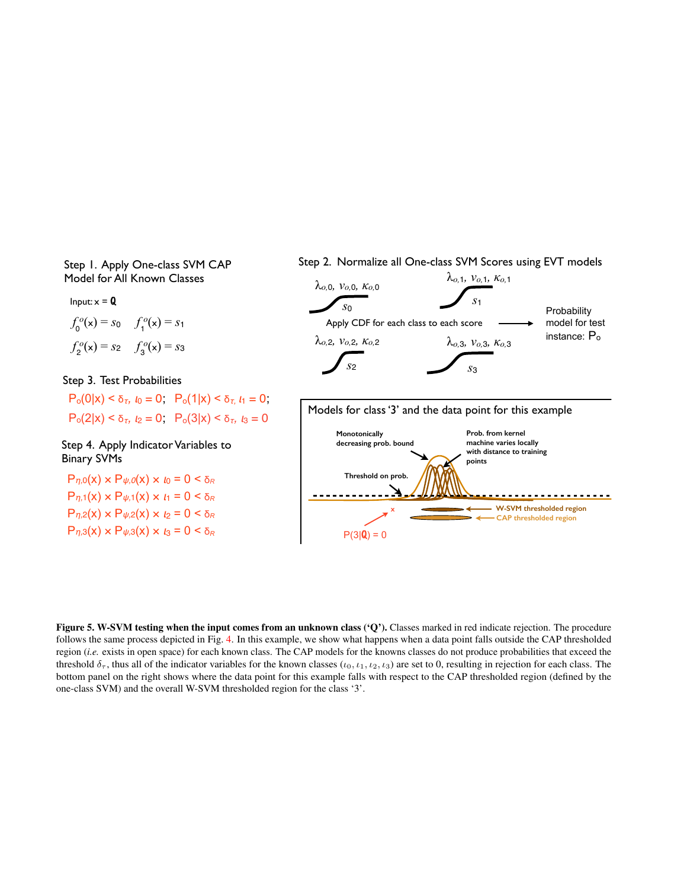Step 1. Apply One-class SVM CAP Model for All Known Classes

Input: x = **Q**

$f_0^o(\mathrm{x}) = s_0$ $f_1^o(\mathrm{x}) = s_1$

$f_2^o(\mathrm{x}) = s_2$ $f_3^o(\mathrm{x}) = s_3$

Step 2. Normalize all One-class SVM Scores using EVT models

$\lambda_{o,0}, \nu_{o,0}, \kappa_{o,0}$ $s_0$

$\lambda_{o,1}, \nu_{o,1}, \kappa_{o,1}$ $s_1$

Apply CDF for each class to each score

$\lambda_{o,2}, \nu_{o,2}, \kappa_{o,2}$ $s_2$

$\lambda_{o,3}, \nu_{o,3}, \kappa_{o,3}$ $s_3$

Probability model for test instance: $P_o$

Step 3. Test Probabilities

$P_o(0|x) < \delta_\tau, \iota_0 = 0$; $P_o(1|x) < \delta_\tau, \iota_1 = 0$;

$P_o(2|x) < \delta_\tau, \iota_2 = 0$; $P_o(3|x) < \delta_\tau, \iota_3 = 0$

Step 4. Apply Indicator Variables to Binary SVMs

$P_{\eta,0}(x) \times P_{\psi,0}(x) \times \iota_0 = 0 < \delta_R$

$P_{\eta,1}(x) \times P_{\psi,1}(x) \times \iota_1 = 0 < \delta_R$

$P_{\eta,2}(x) \times P_{\psi,2}(x) \times \iota_2 = 0 < \delta_R$

$P_{\eta,3}(x) \times P_{\psi,3}(x) \times \iota_3 = 0 < \delta_R$

Models for class '3' and the data point for this example

Monotonically decreasing prob. bound

Prob. from kernel machine varies locally with distance to training points

Threshold on prob.

x

W-SVM thresholded region

CAP thresholded region

P(3|**Q**) = 0

**Figure 5. W-SVM testing when the input comes from an unknown class ('Q').** Classes marked in red indicate rejection. The procedure follows the same process depicted in Fig. 4. In this example, we show what happens when a data point falls outside the CAP thresholded region (*i.e.* exists in open space) for each known class. The CAP models for the knowns classes do not produce probabilities that exceed the threshold $\delta_\tau$, thus all of the indicator variables for the known classes $(\iota_0, \iota_1, \iota_2, \iota_3)$ are set to 0, resulting in rejection for each class. The bottom panel on the right shows where the data point for this example falls with respect to the CAP thresholded region (defined by the one-class SVM) and the overall W-SVM thresholded region for the class '3'.